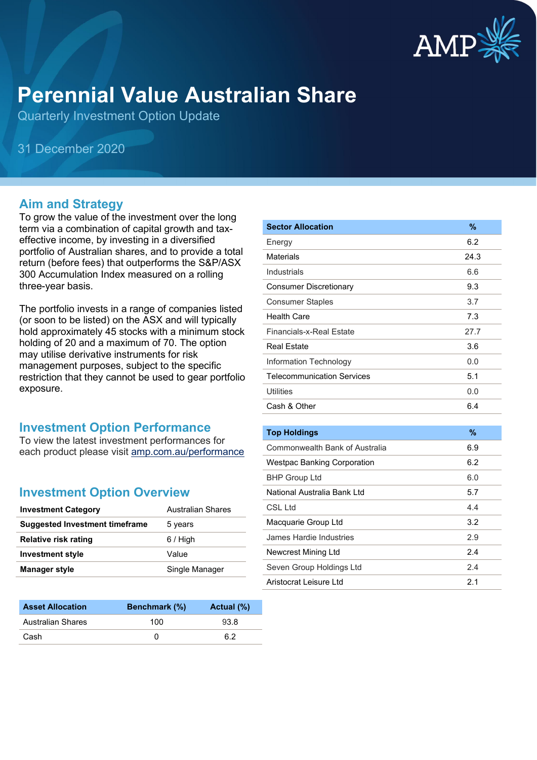# Perennial Value Australian Share

Quarterly Investment Option Update

31 December 2020

## Aim and Strategy

To grow the value of the investment over the long term via a combination of capital growth and tax-effective income, by investing in a diversified portfolio of Australian shares, and to provide a total return (before fees) that outperforms the S&P/ASX 300 Accumulation Index measured on a rolling three-year basis.

The portfolio invests in a range of companies listed (or soon to be listed) on the ASX and will typically hold approximately 45 stocks with a minimum stock holding of 20 and a maximum of 70. The option may utilise derivative instruments for risk management purposes, subject to the specific restriction that they cannot be used to gear portfolio exposure.

## Investment Option Performance

To view the latest investment performances for each product please visit amp.com.au/performance

## Investment Option Overview

| | |
|---|---|
| **Investment Category** | Australian Shares |
| **Suggested Investment timeframe** | 5 years |
| **Relative risk rating** | 6 / High |
| **Investment style** | Value |
| **Manager style** | Single Manager |

| Asset Allocation | Benchmark (%) | Actual (%) |
|---|---|---|
| Australian Shares | 100 | 93.8 |
| Cash | 0 | 6.2 |

| Sector Allocation | % |
|---|---|
| Energy | 6.2 |
| Materials | 24.3 |
| Industrials | 6.6 |
| Consumer Discretionary | 9.3 |
| Consumer Staples | 3.7 |
| Health Care | 7.3 |
| Financials-x-Real Estate | 27.7 |
| Real Estate | 3.6 |
| Information Technology | 0.0 |
| Telecommunication Services | 5.1 |
| Utilities | 0.0 |
| Cash & Other | 6.4 |

| Top Holdings | % |
|---|---|
| Commonwealth Bank of Australia | 6.9 |
| Westpac Banking Corporation | 6.2 |
| BHP Group Ltd | 6.0 |
| National Australia Bank Ltd | 5.7 |
| CSL Ltd | 4.4 |
| Macquarie Group Ltd | 3.2 |
| James Hardie Industries | 2.9 |
| Newcrest Mining Ltd | 2.4 |
| Seven Group Holdings Ltd | 2.4 |
| Aristocrat Leisure Ltd | 2.1 |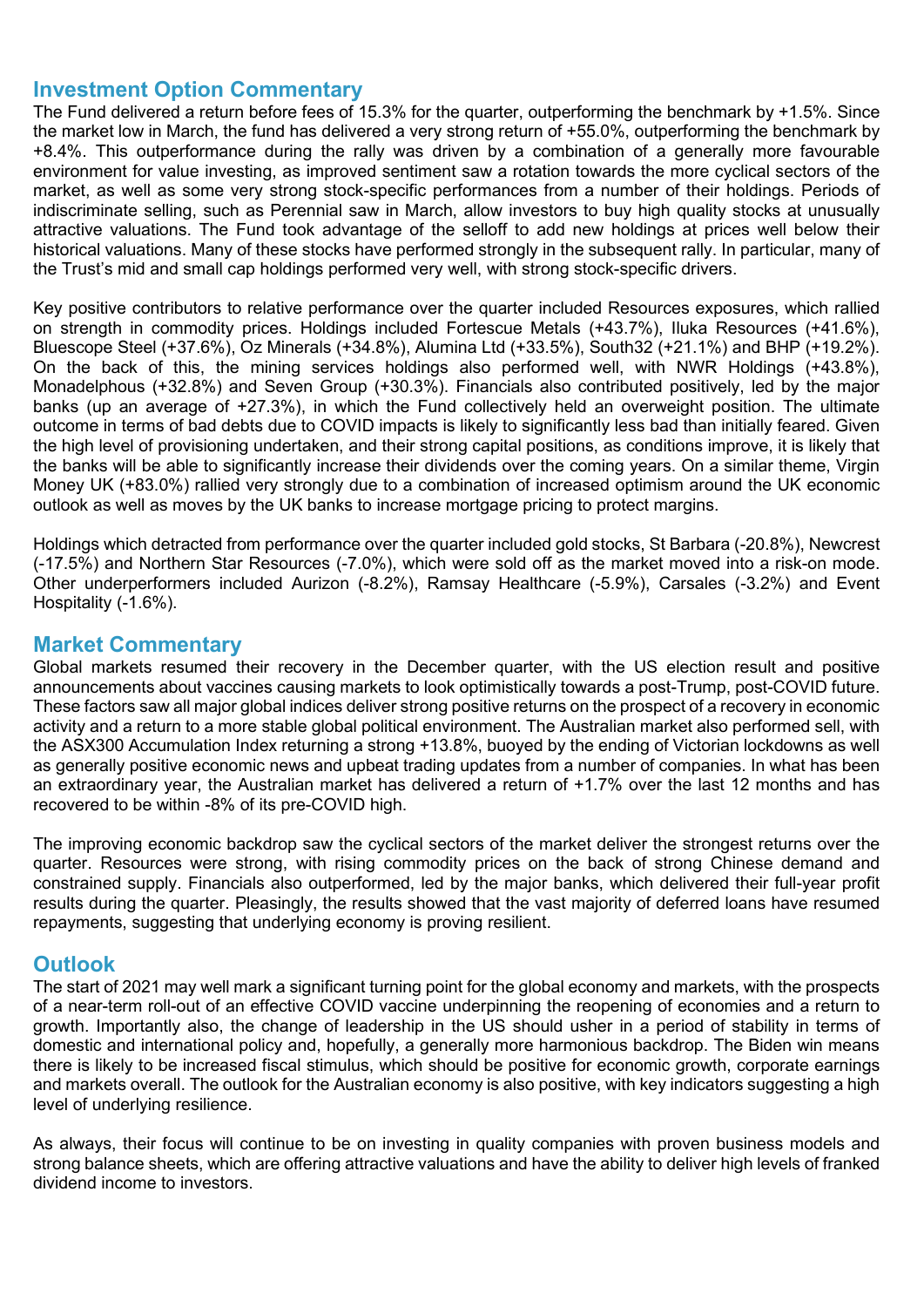## Investment Option Commentary

The Fund delivered a return before fees of 15.3% for the quarter, outperforming the benchmark by +1.5%. Since the market low in March, the fund has delivered a very strong return of +55.0%, outperforming the benchmark by +8.4%. This outperformance during the rally was driven by a combination of a generally more favourable environment for value investing, as improved sentiment saw a rotation towards the more cyclical sectors of the market, as well as some very strong stock-specific performances from a number of their holdings. Periods of indiscriminate selling, such as Perennial saw in March, allow investors to buy high quality stocks at unusually attractive valuations. The Fund took advantage of the selloff to add new holdings at prices well below their historical valuations. Many of these stocks have performed strongly in the subsequent rally. In particular, many of the Trust's mid and small cap holdings performed very well, with strong stock-specific drivers.

Key positive contributors to relative performance over the quarter included Resources exposures, which rallied on strength in commodity prices. Holdings included Fortescue Metals (+43.7%), Iluka Resources (+41.6%), Bluescope Steel (+37.6%), Oz Minerals (+34.8%), Alumina Ltd (+33.5%), South32 (+21.1%) and BHP (+19.2%). On the back of this, the mining services holdings also performed well, with NWR Holdings (+43.8%), Monadelphous (+32.8%) and Seven Group (+30.3%). Financials also contributed positively, led by the major banks (up an average of +27.3%), in which the Fund collectively held an overweight position. The ultimate outcome in terms of bad debts due to COVID impacts is likely to significantly less bad than initially feared. Given the high level of provisioning undertaken, and their strong capital positions, as conditions improve, it is likely that the banks will be able to significantly increase their dividends over the coming years. On a similar theme, Virgin Money UK (+83.0%) rallied very strongly due to a combination of increased optimism around the UK economic outlook as well as moves by the UK banks to increase mortgage pricing to protect margins.

Holdings which detracted from performance over the quarter included gold stocks, St Barbara (-20.8%), Newcrest (-17.5%) and Northern Star Resources (-7.0%), which were sold off as the market moved into a risk-on mode. Other underperformers included Aurizon (-8.2%), Ramsay Healthcare (-5.9%), Carsales (-3.2%) and Event Hospitality (-1.6%).

## Market Commentary

Global markets resumed their recovery in the December quarter, with the US election result and positive announcements about vaccines causing markets to look optimistically towards a post-Trump, post-COVID future. These factors saw all major global indices deliver strong positive returns on the prospect of a recovery in economic activity and a return to a more stable global political environment. The Australian market also performed sell, with the ASX300 Accumulation Index returning a strong +13.8%, buoyed by the ending of Victorian lockdowns as well as generally positive economic news and upbeat trading updates from a number of companies. In what has been an extraordinary year, the Australian market has delivered a return of +1.7% over the last 12 months and has recovered to be within -8% of its pre-COVID high.

The improving economic backdrop saw the cyclical sectors of the market deliver the strongest returns over the quarter. Resources were strong, with rising commodity prices on the back of strong Chinese demand and constrained supply. Financials also outperformed, led by the major banks, which delivered their full-year profit results during the quarter. Pleasingly, the results showed that the vast majority of deferred loans have resumed repayments, suggesting that underlying economy is proving resilient.

## Outlook

The start of 2021 may well mark a significant turning point for the global economy and markets, with the prospects of a near-term roll-out of an effective COVID vaccine underpinning the reopening of economies and a return to growth. Importantly also, the change of leadership in the US should usher in a period of stability in terms of domestic and international policy and, hopefully, a generally more harmonious backdrop. The Biden win means there is likely to be increased fiscal stimulus, which should be positive for economic growth, corporate earnings and markets overall. The outlook for the Australian economy is also positive, with key indicators suggesting a high level of underlying resilience.

As always, their focus will continue to be on investing in quality companies with proven business models and strong balance sheets, which are offering attractive valuations and have the ability to deliver high levels of franked dividend income to investors.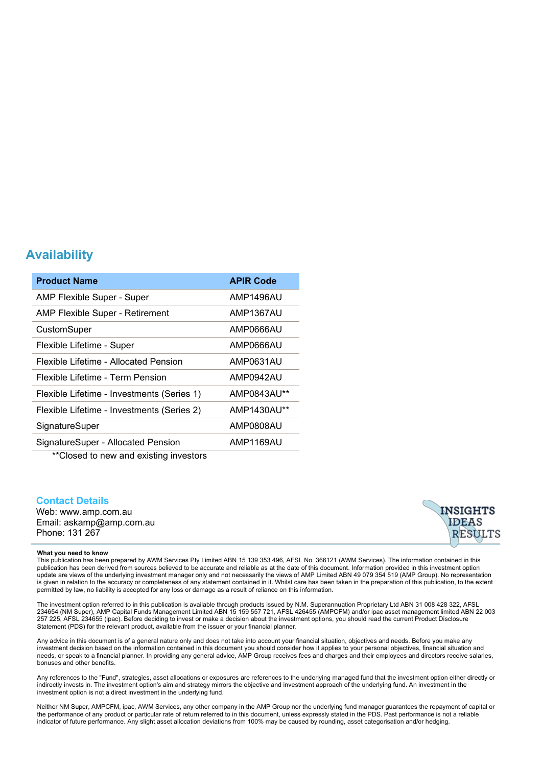## Availability

| Product Name | APIR Code |
|---|---|
| AMP Flexible Super - Super | AMP1496AU |
| AMP Flexible Super - Retirement | AMP1367AU |
| CustomSuper | AMP0666AU |
| Flexible Lifetime - Super | AMP0666AU |
| Flexible Lifetime - Allocated Pension | AMP0631AU |
| Flexible Lifetime - Term Pension | AMP0942AU |
| Flexible Lifetime - Investments (Series 1) | AMP0843AU** |
| Flexible Lifetime - Investments (Series 2) | AMP1430AU** |
| SignatureSuper | AMP0808AU |
| SignatureSuper - Allocated Pension | AMP1169AU |

**Closed to new and existing investors

### Contact Details

Web: www.amp.com.au
Email: askamp@amp.com.au
Phone: 131 267

INSIGHTS
IDEAS
RESULTS

**What you need to know**

This publication has been prepared by AWM Services Pty Limited ABN 15 139 353 496, AFSL No. 366121 (AWM Services). The information contained in this publication has been derived from sources believed to be accurate and reliable as at the date of this document. Information provided in this investment option update are views of the underlying investment manager only and not necessarily the views of AMP Limited ABN 49 079 354 519 (AMP Group). No representation is given in relation to the accuracy or completeness of any statement contained in it. Whilst care has been taken in the preparation of this publication, to the extent permitted by law, no liability is accepted for any loss or damage as a result of reliance on this information.

The investment option referred to in this publication is available through products issued by N.M. Superannuation Proprietary Ltd ABN 31 008 428 322, AFSL 234654 (NM Super), AMP Capital Funds Management Limited ABN 15 159 557 721, AFSL 426455 (AMPCFM) and/or ipac asset management limited ABN 22 003 257 225, AFSL 234655 (ipac). Before deciding to invest or make a decision about the investment options, you should read the current Product Disclosure Statement (PDS) for the relevant product, available from the issuer or your financial planner.

Any advice in this document is of a general nature only and does not take into account your financial situation, objectives and needs. Before you make any investment decision based on the information contained in this document you should consider how it applies to your personal objectives, financial situation and needs, or speak to a financial planner. In providing any general advice, AMP Group receives fees and charges and their employees and directors receive salaries, bonuses and other benefits.

Any references to the "Fund", strategies, asset allocations or exposures are references to the underlying managed fund that the investment option either directly or indirectly invests in. The investment option's aim and strategy mirrors the objective and investment approach of the underlying fund. An investment in the investment option is not a direct investment in the underlying fund.

Neither NM Super, AMPCFM, ipac, AWM Services, any other company in the AMP Group nor the underlying fund manager guarantees the repayment of capital or the performance of any product or particular rate of return referred to in this document, unless expressly stated in the PDS. Past performance is not a reliable indicator of future performance. Any slight asset allocation deviations from 100% may be caused by rounding, asset categorisation and/or hedging.